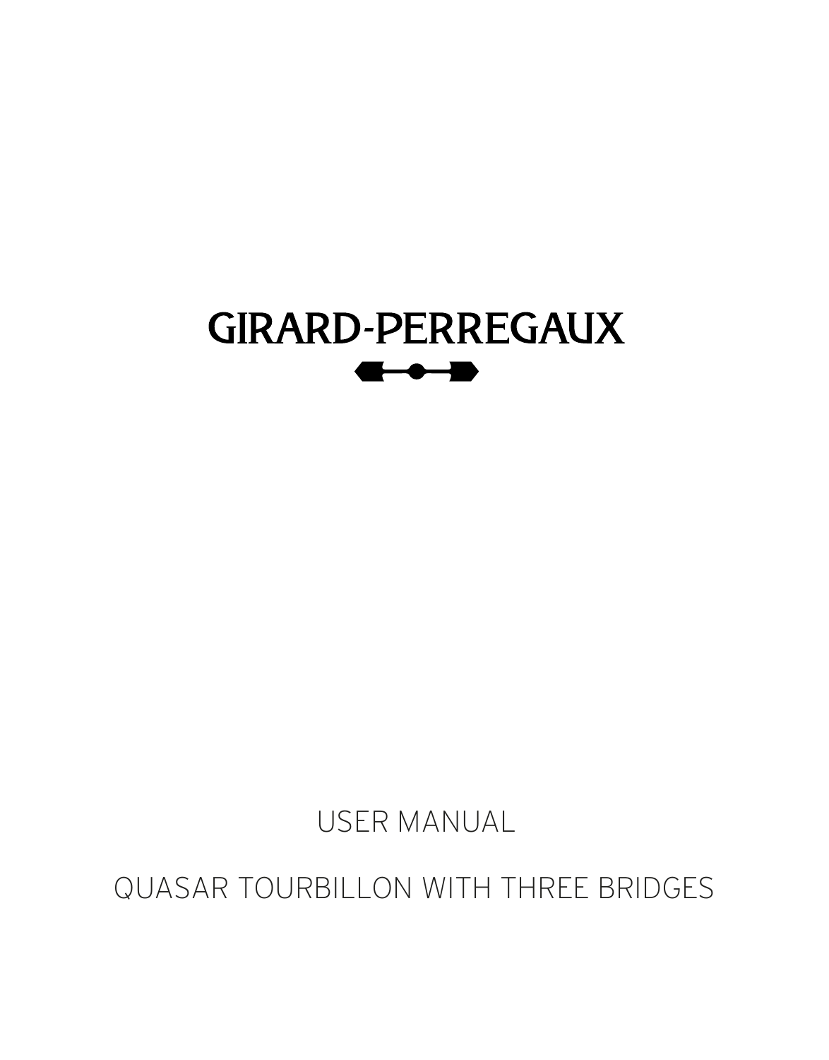# GIRARD-PERREGAUX

USER MANUAL

QUASAR TOURBILLON WITH THREE BRIDGES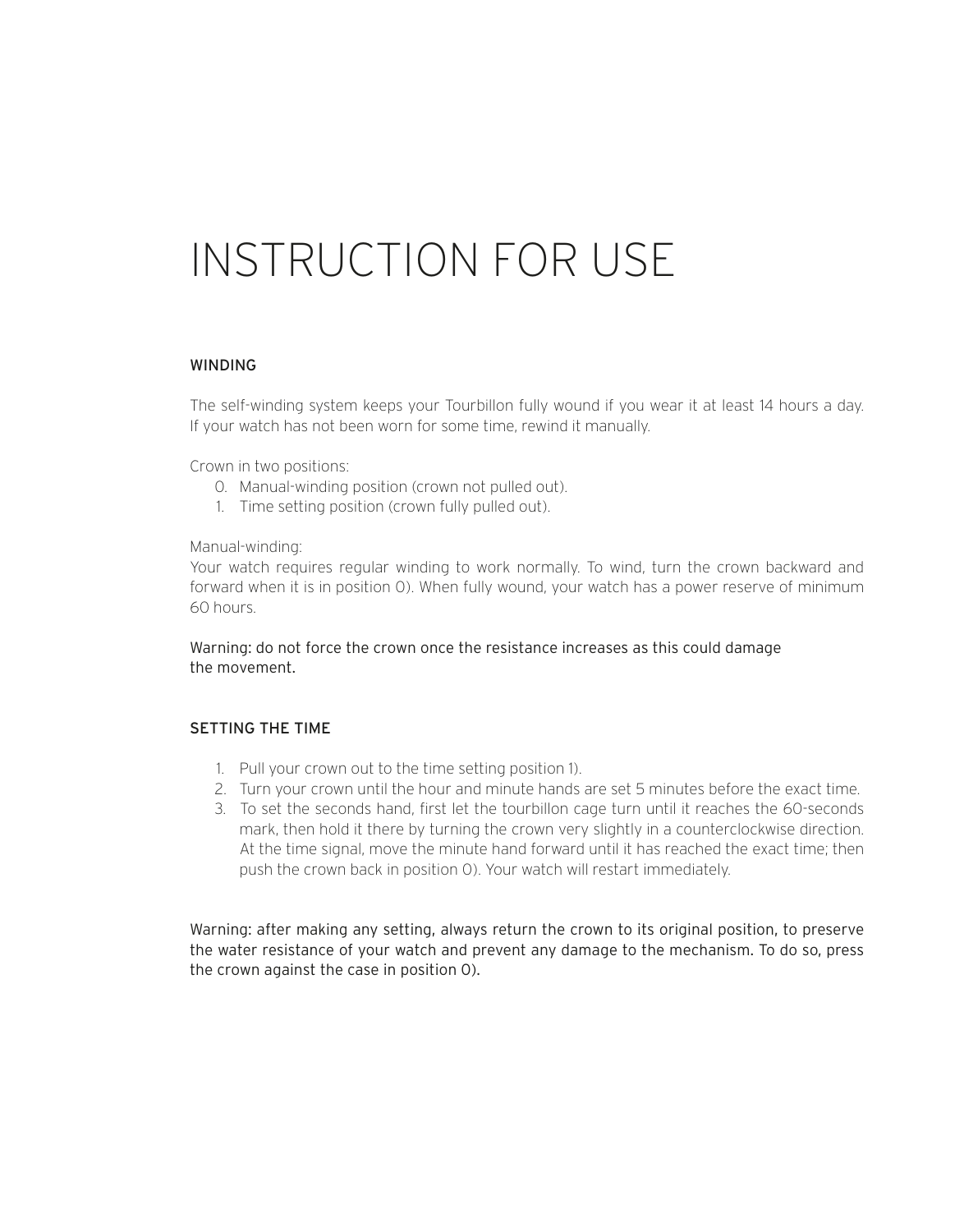# INSTRUCTION FOR USE

## WINDING

The self-winding system keeps your Tourbillon fully wound if you wear it at least 14 hours a day. If your watch has not been worn for some time, rewind it manually.

Crown in two positions:

0. Manual-winding position (crown not pulled out).
1. Time setting position (crown fully pulled out).

Manual-winding:
Your watch requires regular winding to work normally. To wind, turn the crown backward and forward when it is in position 0). When fully wound, your watch has a power reserve of minimum 60 hours.

Warning: do not force the crown once the resistance increases as this could damage the movement.

## SETTING THE TIME

1. Pull your crown out to the time setting position 1).
2. Turn your crown until the hour and minute hands are set 5 minutes before the exact time.
3. To set the seconds hand, first let the tourbillon cage turn until it reaches the 60-seconds mark, then hold it there by turning the crown very slightly in a counterclockwise direction. At the time signal, move the minute hand forward until it has reached the exact time; then push the crown back in position 0). Your watch will restart immediately.

Warning: after making any setting, always return the crown to its original position, to preserve the water resistance of your watch and prevent any damage to the mechanism. To do so, press the crown against the case in position 0).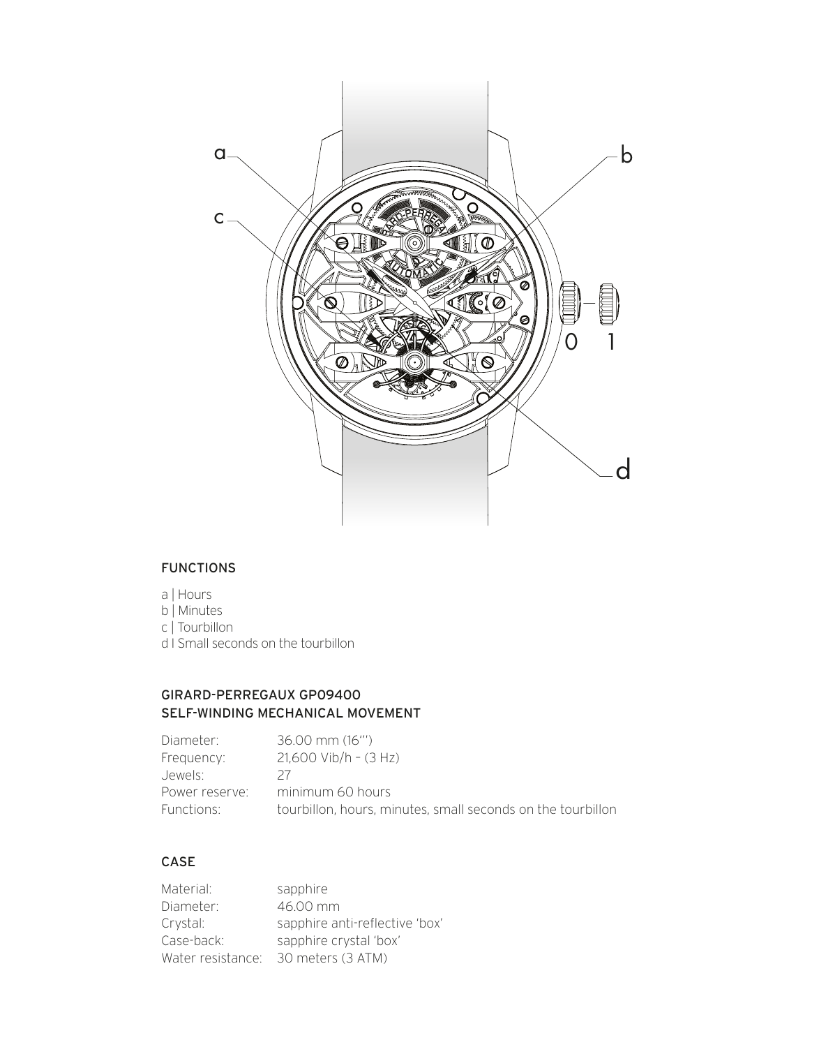## FUNCTIONS

a | Hours
b | Minutes
c | Tourbillon
d I Small seconds on the tourbillon

## GIRARD-PERREGAUX GP09400
## SELF-WINDING MECHANICAL MOVEMENT

| | |
|---|---|
| Diameter: | 36.00 mm (16''') |
| Frequency: | 21,600 Vib/h – (3 Hz) |
| Jewels: | 27 |
| Power reserve: | minimum 60 hours |
| Functions: | tourbillon, hours, minutes, small seconds on the tourbillon |

## CASE

| | |
|---|---|
| Material: | sapphire |
| Diameter: | 46.00 mm |
| Crystal: | sapphire anti-reflective 'box' |
| Case-back: | sapphire crystal 'box' |
| Water resistance: | 30 meters (3 ATM) |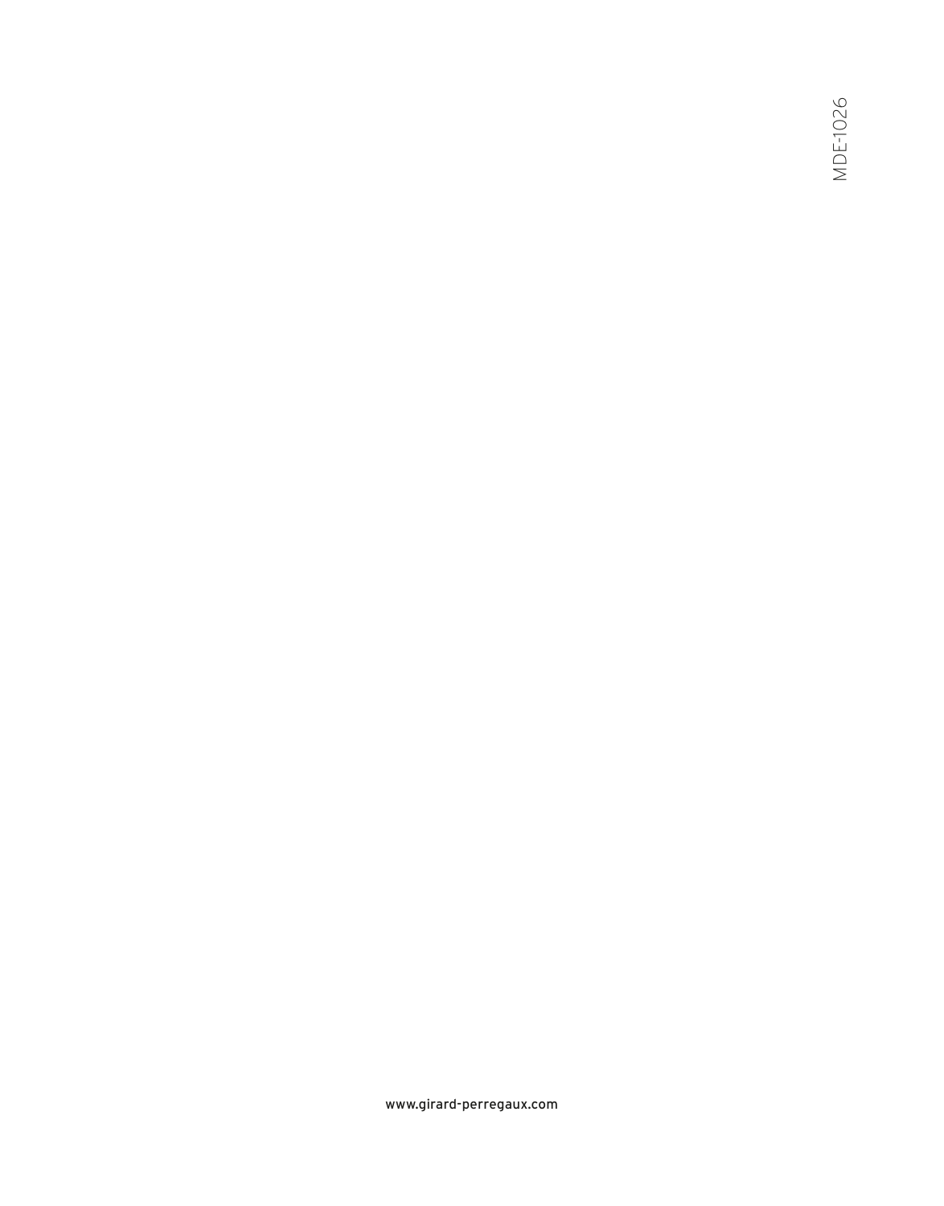MDE-1026

www.girard-perregaux.com